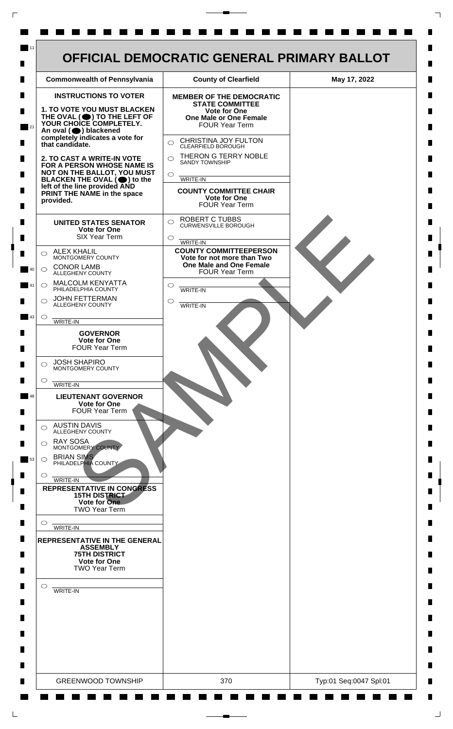# OFFICIAL DEMOCRATIC GENERAL PRIMARY BALLOT

| Commonwealth of Pennsylvania | County of Clearfield | May 17, 2022 |
| --- | --- | --- |

**INSTRUCTIONS TO VOTER**

**1. TO VOTE YOU MUST BLACKEN THE OVAL (⬤) TO THE LEFT OF YOUR CHOICE COMPLETELY.** An oval (⬤) blackened completely indicates a vote for that candidate.

**2. TO CAST A WRITE-IN VOTE FOR A PERSON WHOSE NAME IS NOT ON THE BALLOT, YOU MUST BLACKEN THE OVAL (⬤) to the left of the line provided AND PRINT THE NAME in the space provided.**

### UNITED STATES SENATOR
**Vote for One**
SIX Year Term

- ○ ALEX KHALIL — MONTGOMERY COUNTY
- ○ CONOR LAMB — ALLEGHENY COUNTY
- ○ MALCOLM KENYATTA — PHILADELPHIA COUNTY
- ○ JOHN FETTERMAN — ALLEGHENY COUNTY
- ○ WRITE-IN

### GOVERNOR
**Vote for One**
FOUR Year Term

- ○ JOSH SHAPIRO — MONTGOMERY COUNTY
- ○ WRITE-IN

### LIEUTENANT GOVERNOR
**Vote for One**
FOUR Year Term

- ○ AUSTIN DAVIS — ALLEGHENY COUNTY
- ○ RAY SOSA — MONTGOMERY COUNTY
- ○ BRIAN SIMS — PHILADELPHIA COUNTY
- ○ WRITE-IN

### REPRESENTATIVE IN CONGRESS
**15TH DISTRICT**
**Vote for One**
TWO Year Term

- ○ WRITE-IN

### REPRESENTATIVE IN THE GENERAL ASSEMBLY
**75TH DISTRICT**
**Vote for One**
TWO Year Term

- ○ WRITE-IN

### MEMBER OF THE DEMOCRATIC STATE COMMITTEE
**Vote for One**
**One Male or One Female**
FOUR Year Term

- ○ CHRISTINA JOY FULTON — CLEARFIELD BOROUGH
- ○ THERON G TERRY NOBLE — SANDY TOWNSHIP
- ○ WRITE-IN

### COUNTY COMMITTEE CHAIR
**Vote for One**
FOUR Year Term

- ○ ROBERT C TUBBS — CURWENSVILLE BOROUGH
- ○ WRITE-IN

### COUNTY COMMITTEEPERSON
**Vote for not more than Two**
**One Male and One Female**
FOUR Year Term

- ○ WRITE-IN
- ○ WRITE-IN

SAMPLE

| GREENWOOD TOWNSHIP | 370 | Typ:01 Seq:0047 Spl:01 |
| --- | --- | --- |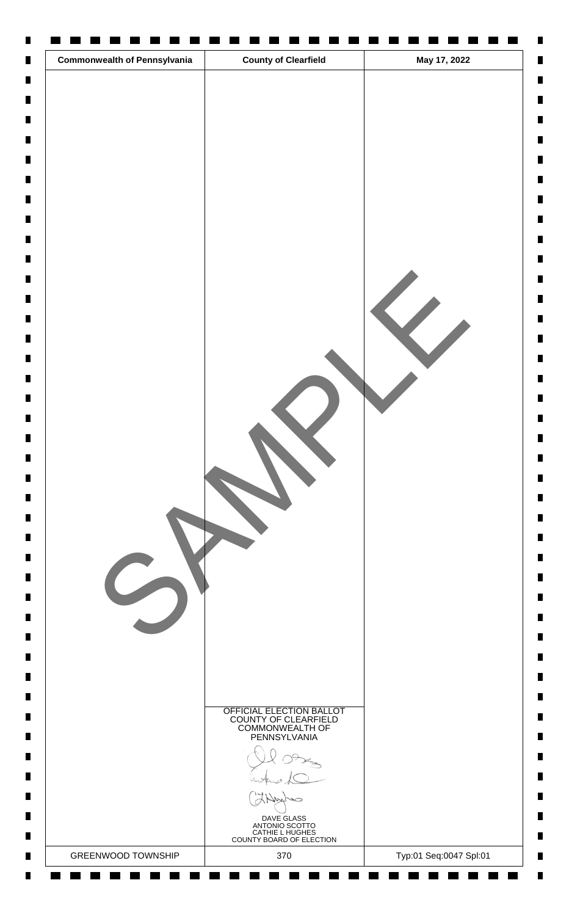| Commonwealth of Pennsylvania | County of Clearfield | May 17, 2022 |
| --- | --- | --- |
| | OFFICIAL ELECTION BALLOT COUNTY OF CLEARFIELD COMMONWEALTH OF PENNSYLVANIA<br>DAVE GLASS<br>ANTONIO SCOTTO<br>CATHIE L HUGHES<br>COUNTY BOARD OF ELECTION | |
| GREENWOOD TOWNSHIP | 370 | Typ:01 Seq:0047 Spl:01 |

SAMPLE